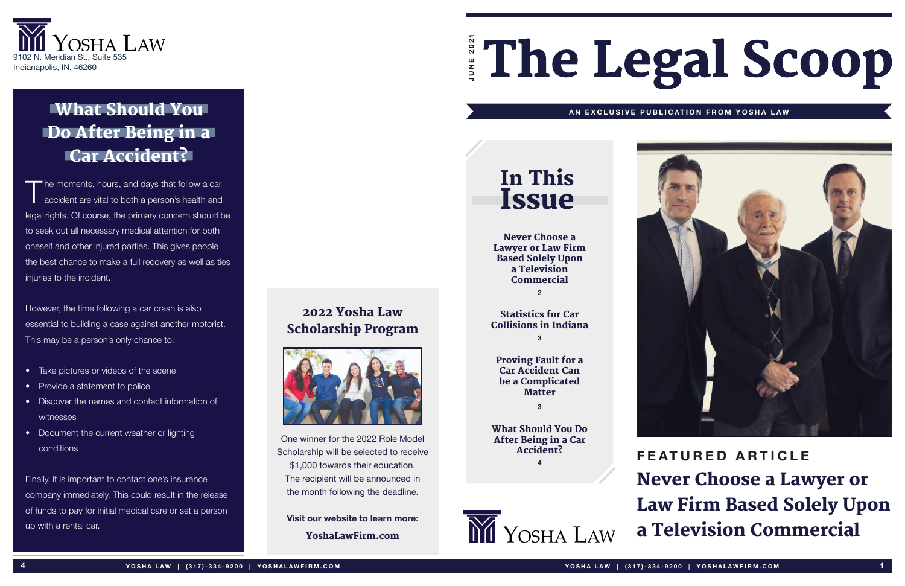Yosha Law
9102 N. Meridian St., Suite 535
Indianapolis, IN, 46260

## What Should You Do After Being in a Car Accident?

The moments, hours, and days that follow a car accident are vital to both a person's health and legal rights. Of course, the primary concern should be to seek out all necessary medical attention for both oneself and other injured parties. This gives people the best chance to make a full recovery as well as ties injuries to the incident.

However, the time following a car crash is also essential to building a case against another motorist. This may be a person's only chance to:

- Take pictures or videos of the scene
- Provide a statement to police
- Discover the names and contact information of witnesses
- Document the current weather or lighting conditions

Finally, it is important to contact one's insurance company immediately. This could result in the release of funds to pay for initial medical care or set a person up with a rental car.

## 2022 Yosha Law Scholarship Program

One winner for the 2022 Role Model Scholarship will be selected to receive $1,000 towards their education. The recipient will be announced in the month following the deadline.

**Visit our website to learn more:**

**YoshaLawFirm.com**

JUNE 2021

# The Legal Scoop

AN EXCLUSIVE PUBLICATION FROM YOSHA LAW

## In This Issue

**Never Choose a Lawyer or Law Firm Based Solely Upon a Television Commercial** 2

**Statistics for Car Collisions in Indiana** 3

**Proving Fault for a Car Accident Can be a Complicated Matter** 3

**What Should You Do After Being in a Car Accident?** 4

Yosha Law

FEATURED ARTICLE

## Never Choose a Lawyer or Law Firm Based Solely Upon a Television Commercial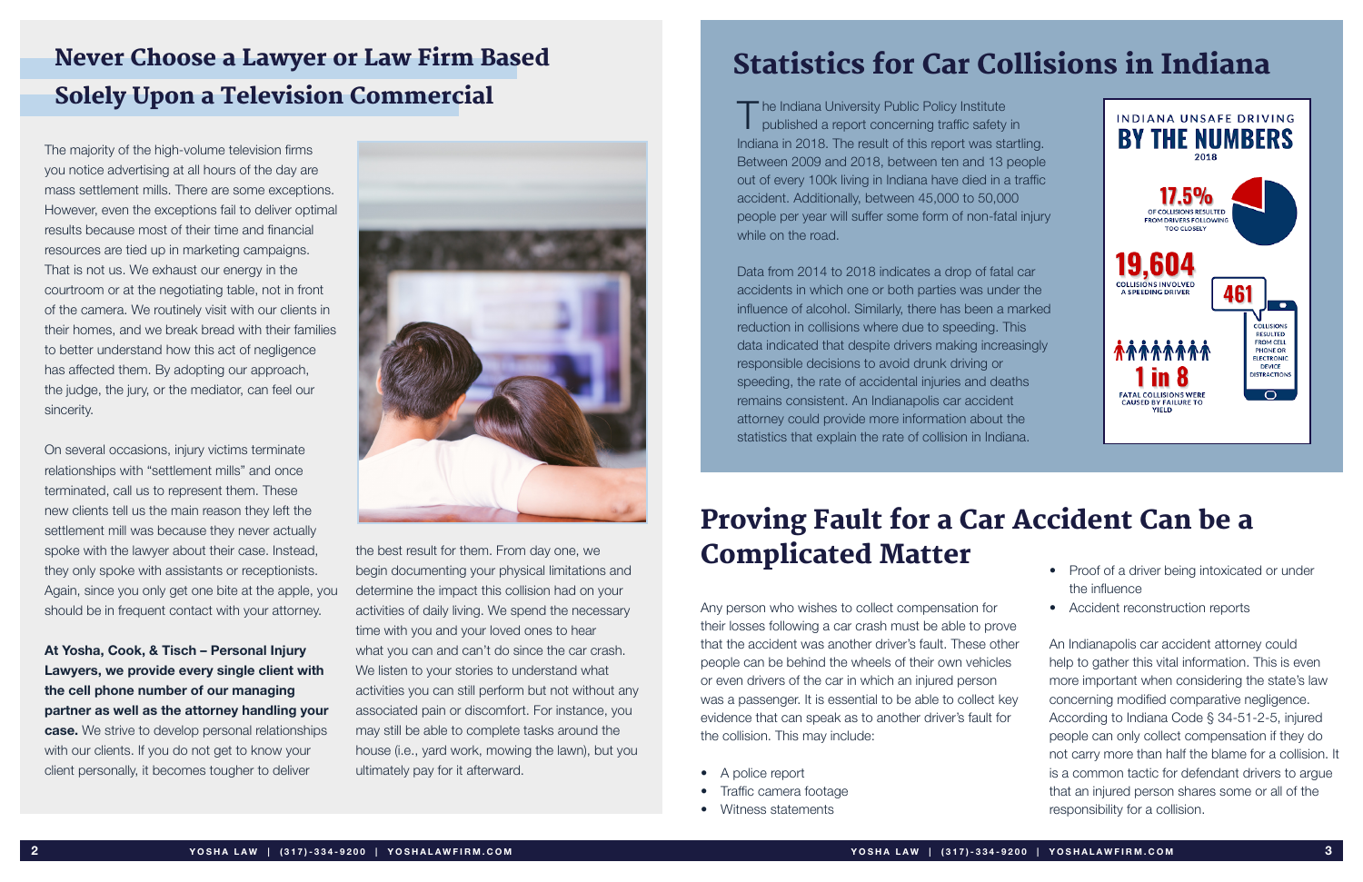## Never Choose a Lawyer or Law Firm Based Solely Upon a Television Commercial

The majority of the high-volume television firms you notice advertising at all hours of the day are mass settlement mills. There are some exceptions. However, even the exceptions fail to deliver optimal results because most of their time and financial resources are tied up in marketing campaigns. That is not us. We exhaust our energy in the courtroom or at the negotiating table, not in front of the camera. We routinely visit with our clients in their homes, and we break bread with their families to better understand how this act of negligence has affected them. By adopting our approach, the judge, the jury, or the mediator, can feel our sincerity.

On several occasions, injury victims terminate relationships with "settlement mills" and once terminated, call us to represent them. These new clients tell us the main reason they left the settlement mill was because they never actually spoke with the lawyer about their case. Instead, they only spoke with assistants or receptionists. Again, since you only get one bite at the apple, you should be in frequent contact with your attorney.

**At Yosha, Cook, & Tisch – Personal Injury Lawyers, we provide every single client with the cell phone number of our managing partner as well as the attorney handling your case.** We strive to develop personal relationships with our clients. If you do not get to know your client personally, it becomes tougher to deliver the best result for them. From day one, we begin documenting your physical limitations and determine the impact this collision had on your activities of daily living. We spend the necessary time with you and your loved ones to hear what you can and can't do since the car crash. We listen to your stories to understand what activities you can still perform but not without any associated pain or discomfort. For instance, you may still be able to complete tasks around the house (i.e., yard work, mowing the lawn), but you ultimately pay for it afterward.

## Statistics for Car Collisions in Indiana

The Indiana University Public Policy Institute published a report concerning traffic safety in Indiana in 2018. The result of this report was startling. Between 2009 and 2018, between ten and 13 people out of every 100k living in Indiana have died in a traffic accident. Additionally, between 45,000 to 50,000 people per year will suffer some form of non-fatal injury while on the road.

Data from 2014 to 2018 indicates a drop of fatal car accidents in which one or both parties was under the influence of alcohol. Similarly, there has been a marked reduction in collisions where due to speeding. This data indicated that despite drivers making increasingly responsible decisions to avoid drunk driving or speeding, the rate of accidental injuries and deaths remains consistent. An Indianapolis car accident attorney could provide more information about the statistics that explain the rate of collision in Indiana.

INDIANA UNSAFE DRIVING
BY THE NUMBERS
2018

17.5%
OF COLLISIONS RESULTED FROM DRIVERS FOLLOWING TOO CLOSELY

19,604
COLLISIONS INVOLVED A SPEEDING DRIVER

461
COLLISIONS RESULTED FROM CELL PHONE OR ELECTRONIC DEVICE DISTRACTIONS

1 in 8
FATAL COLLISIONS WERE CAUSED BY FAILURE TO YIELD

## Proving Fault for a Car Accident Can be a Complicated Matter

Any person who wishes to collect compensation for their losses following a car crash must be able to prove that the accident was another driver's fault. These other people can be behind the wheels of their own vehicles or even drivers of the car in which an injured person was a passenger. It is essential to be able to collect key evidence that can speak as to another driver's fault for the collision. This may include:

- A police report
- Traffic camera footage
- Witness statements
- Proof of a driver being intoxicated or under the influence
- Accident reconstruction reports

An Indianapolis car accident attorney could help to gather this vital information. This is even more important when considering the state's law concerning modified comparative negligence. According to Indiana Code § 34-51-2-5, injured people can only collect compensation if they do not carry more than half the blame for a collision. It is a common tactic for defendant drivers to argue that an injured person shares some or all of the responsibility for a collision.